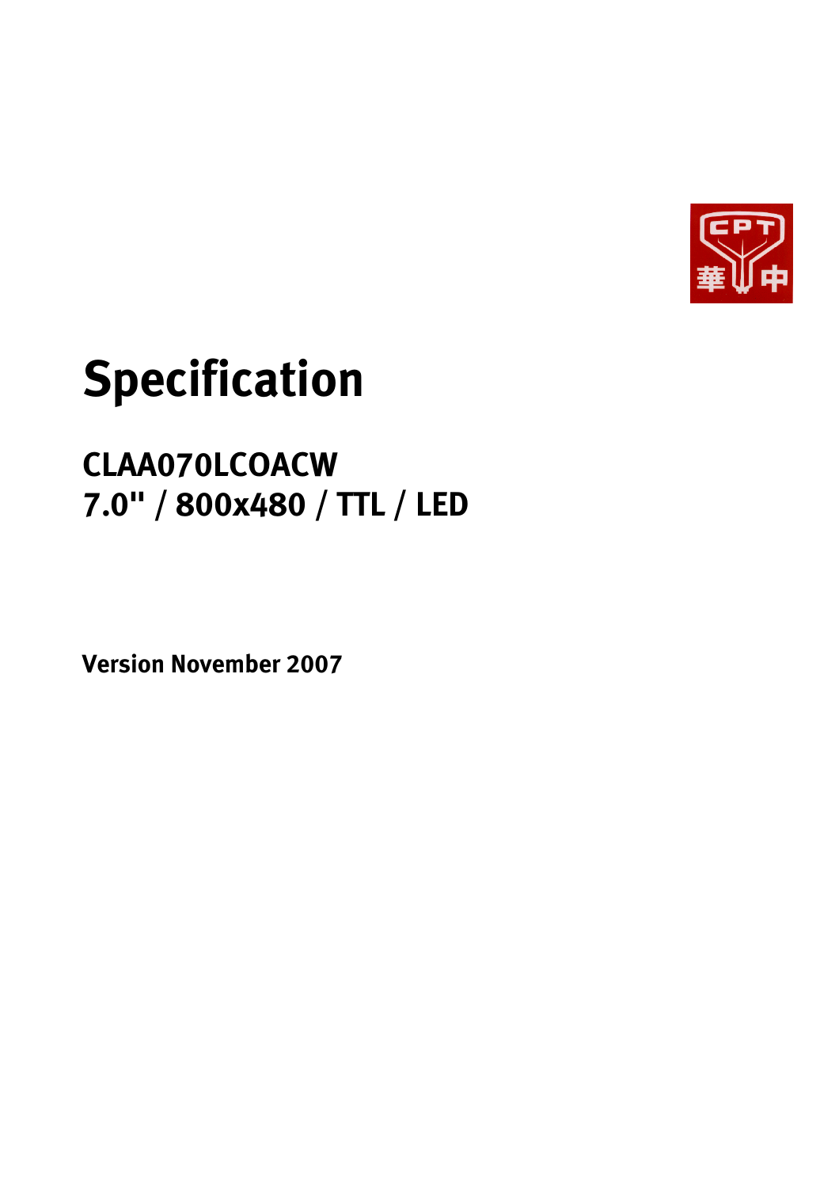# Specification

## CLAA070LCOACW
## 7.0" / 800x480 / TTL / LED

**Version November 2007**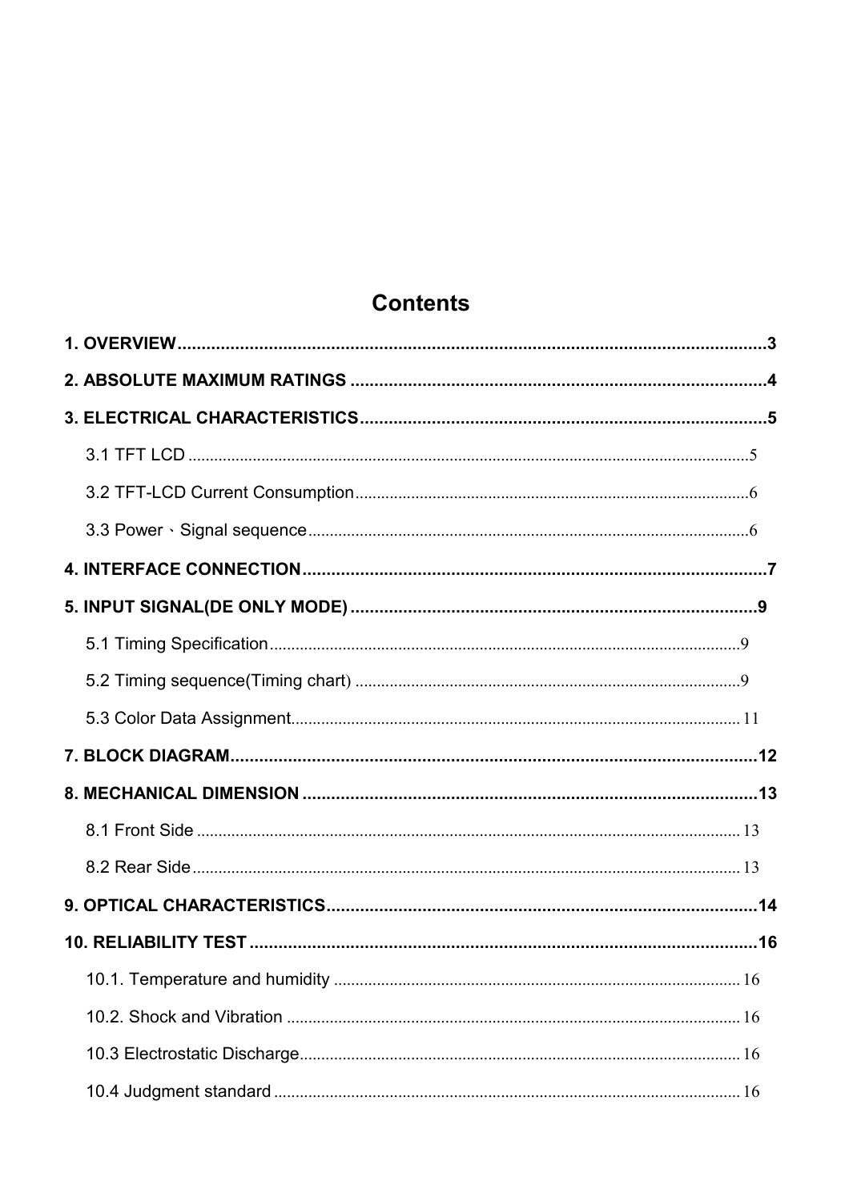# Contents

**1. OVERVIEW** .......... 3

**2. ABSOLUTE MAXIMUM RATINGS** .......... 4

**3. ELECTRICAL CHARACTERISTICS** .......... 5

- 3.1 TFT LCD .......... 5
- 3.2 TFT-LCD Current Consumption .......... 6
- 3.3 Power、Signal sequence .......... 6

**4. INTERFACE CONNECTION** .......... 7

**5. INPUT SIGNAL(DE ONLY MODE)** .......... 9

- 5.1 Timing Specification .......... 9
- 5.2 Timing sequence(Timing chart) .......... 9
- 5.3 Color Data Assignment .......... 11

**7. BLOCK DIAGRAM** .......... 12

**8. MECHANICAL DIMENSION** .......... 13

- 8.1 Front Side .......... 13
- 8.2 Rear Side .......... 13

**9. OPTICAL CHARACTERISTICS** .......... 14

**10. RELIABILITY TEST** .......... 16

- 10.1. Temperature and humidity .......... 16
- 10.2. Shock and Vibration .......... 16
- 10.3 Electrostatic Discharge .......... 16
- 10.4 Judgment standard .......... 16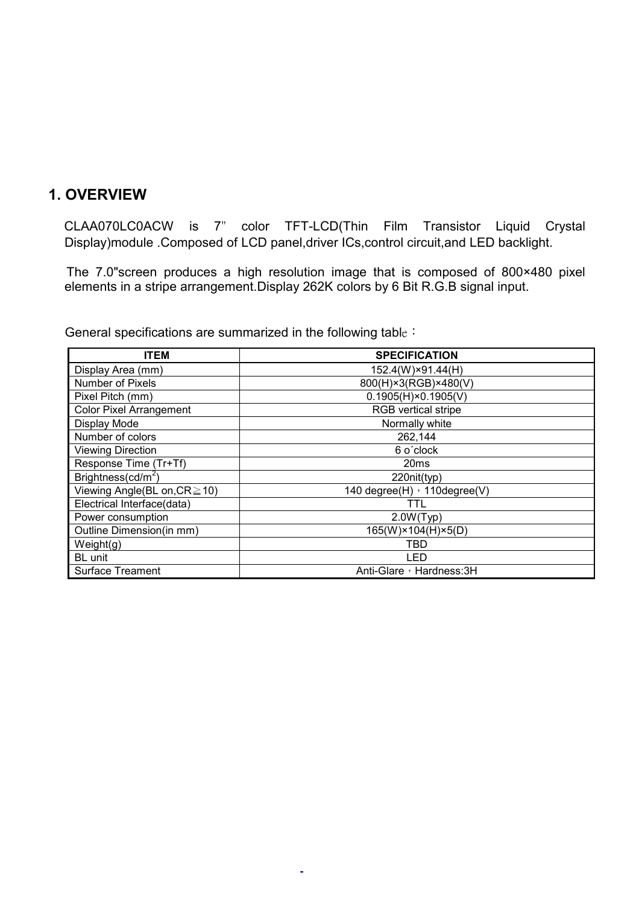## 1. OVERVIEW

CLAA070LC0ACW is 7" color TFT-LCD(Thin Film Transistor Liquid Crystal Display)module .Composed of LCD panel,driver ICs,control circuit,and LED backlight.

The 7.0"screen produces a high resolution image that is composed of 800×480 pixel elements in a stripe arrangement.Display 262K colors by 6 Bit R.G.B signal input.

General specifications are summarized in the following table：

| ITEM | SPECIFICATION |
|---|---|
| Display Area (mm) | 152.4(W)×91.44(H) |
| Number of Pixels | 800(H)×3(RGB)×480(V) |
| Pixel Pitch (mm) | 0.1905(H)×0.1905(V) |
| Color Pixel Arrangement | RGB vertical stripe |
| Display Mode | Normally white |
| Number of colors | 262,144 |
| Viewing Direction | 6 o´clock |
| Response Time (Tr+Tf) | 20ms |
| Brightness($cd/m^2$) | 220nit(typ) |
| Viewing Angle(BL on,CR≧10) | 140 degree(H)，110degree(V) |
| Electrical Interface(data) | TTL |
| Power consumption | 2.0W(Typ) |
| Outline Dimension(in mm) | 165(W)×104(H)×5(D) |
| Weight(g) | TBD |
| BL unit | LED |
| Surface Treament | Anti-Glare，Hardness:3H |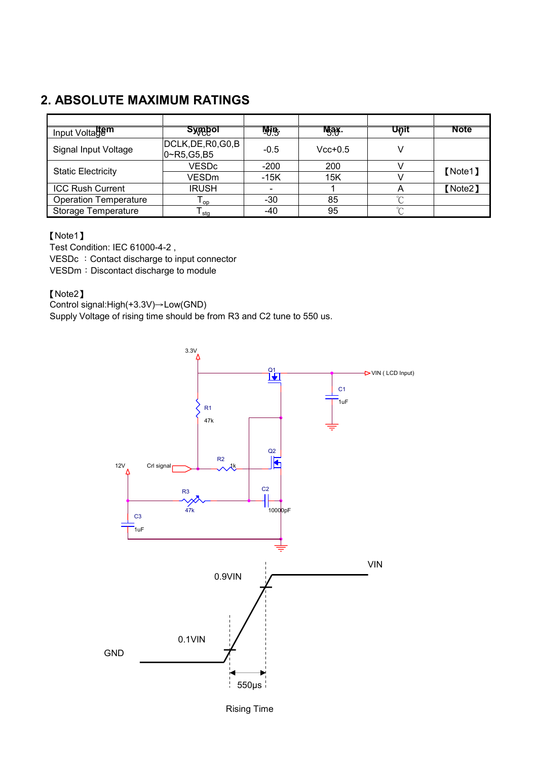## 2. ABSOLUTE MAXIMUM RATINGS

| Item | Symbol | Min. | Max. | Unit | Note |
|---|---|---|---|---|---|
| Input Voltage | Vcc | -0.5 | 5.0 | V | |
| Signal Input Voltage | DCLK,DE,R0,G0,B0~R5,G5,B5 | -0.5 | Vcc+0.5 | V | |
| Static Electricity | VESDc | -200 | 200 | V | 【Note1】 |
| | VESDm | -15K | 15K | V | |
| ICC Rush Current | IRUSH | - | 1 | A | 【Note2】 |
| Operation Temperature | $T_{op}$ | -30 | 85 | ℃ | |
| Storage Temperature | $T_{stg}$ | -40 | 95 | ℃ | |

【Note1】
Test Condition: IEC 61000-4-2 ,
VESDc ：Contact discharge to input connector
VESDm：Discontact discharge to module

【Note2】
Control signal:High(+3.3V)→Low(GND)
Supply Voltage of rising time should be from R3 and C2 tune to 550 us.

Rising Time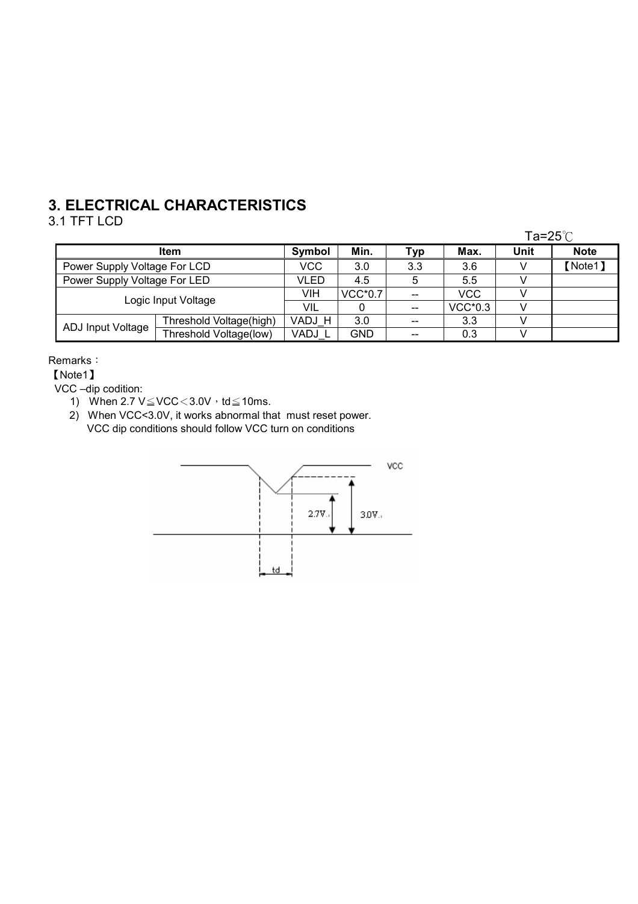# 3. ELECTRICAL CHARACTERISTICS

3.1 TFT LCD

Ta=25℃

| Item | | Symbol | Min. | Typ | Max. | Unit | Note |
|---|---|---|---|---|---|---|---|
| Power Supply Voltage For LCD | | VCC | 3.0 | 3.3 | 3.6 | V | 【Note1】 |
| Power Supply Voltage For LED | | VLED | 4.5 | 5 | 5.5 | V | |
| Logic Input Voltage | | VIH | VCC*0.7 | -- | VCC | V | |
| | | VIL | 0 | -- | VCC*0.3 | V | |
| ADJ Input Voltage | Threshold Voltage(high) | VADJ_H | 3.0 | -- | 3.3 | V | |
| | Threshold Voltage(low) | VADJ_L | GND | -- | 0.3 | V | |

Remarks：

【Note1】

VCC –dip codition:

1) When 2.7 V≦VCC＜3.0V，td≦10ms.
2) When VCC<3.0V, it works abnormal that must reset power.
   VCC dip conditions should follow VCC turn on conditions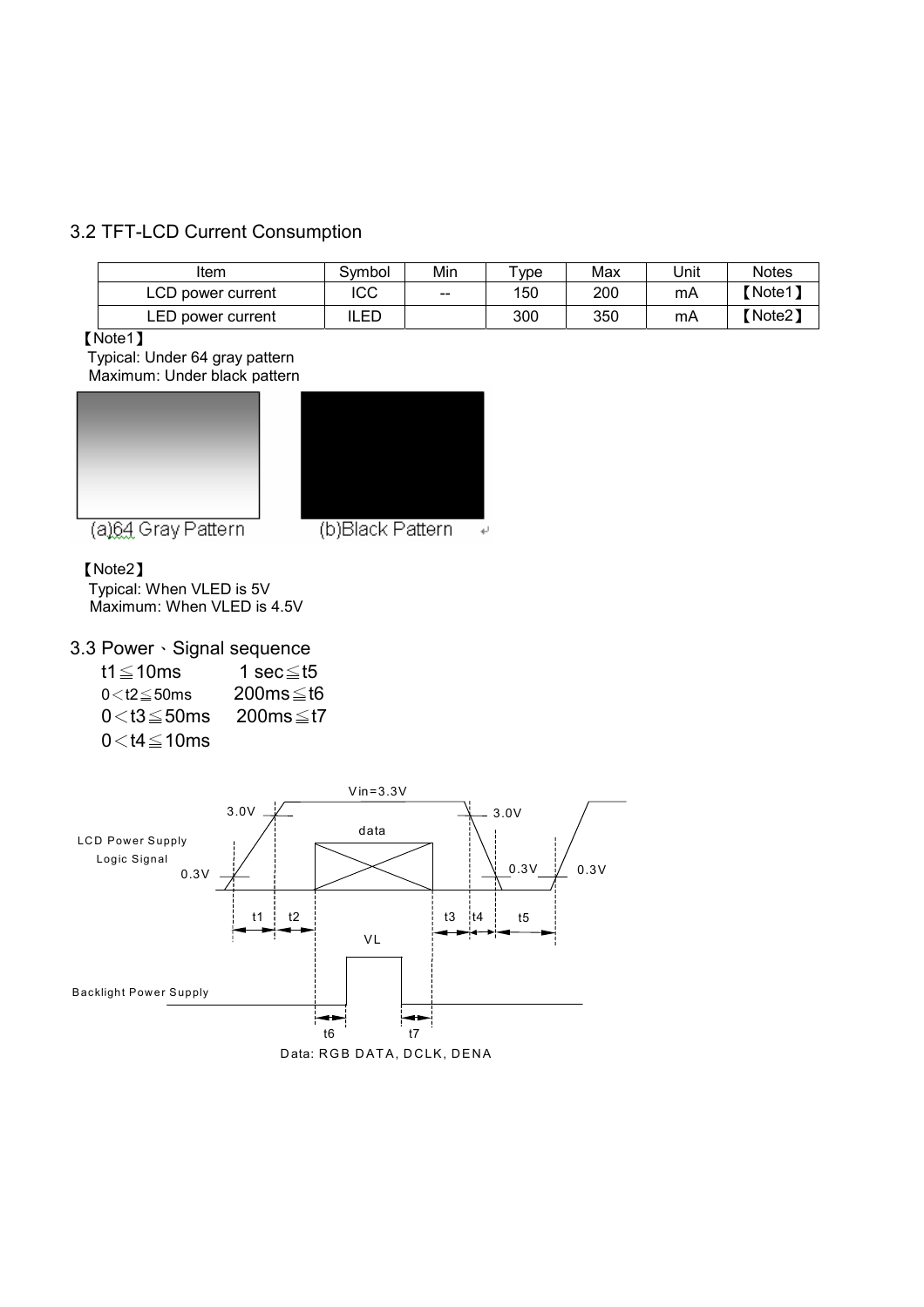## 3.2 TFT-LCD Current Consumption

| Item | Symbol | Min | Type | Max | Unit | Notes |
|---|---|---|---|---|---|---|
| LCD power current | ICC | -- | 150 | 200 | mA | 【Note1】 |
| LED power current | ILED | | 300 | 350 | mA | 【Note2】 |

【Note1】

Typical: Under 64 gray pattern

Maximum: Under black pattern

(a)64 Gray Pattern (b)Black Pattern

【Note2】

Typical: When VLED is 5V

Maximum: When VLED is 4.5V

## 3.3 Power、Signal sequence

t1≦10ms 1 sec≦t5

0＜t2≦50ms 200ms≦t6

0＜t3≦50ms 200ms≦t7

0＜t4≦10ms

Vin=3.3V

3.0V 3.0V

data

LCD Power Supply Logic Signal

0.3V 0.3V 0.3V

t1 t2 t3 t4 t5

VL

Backlight Power Supply

t6 t7

Data: RGB DATA, DCLK, DENA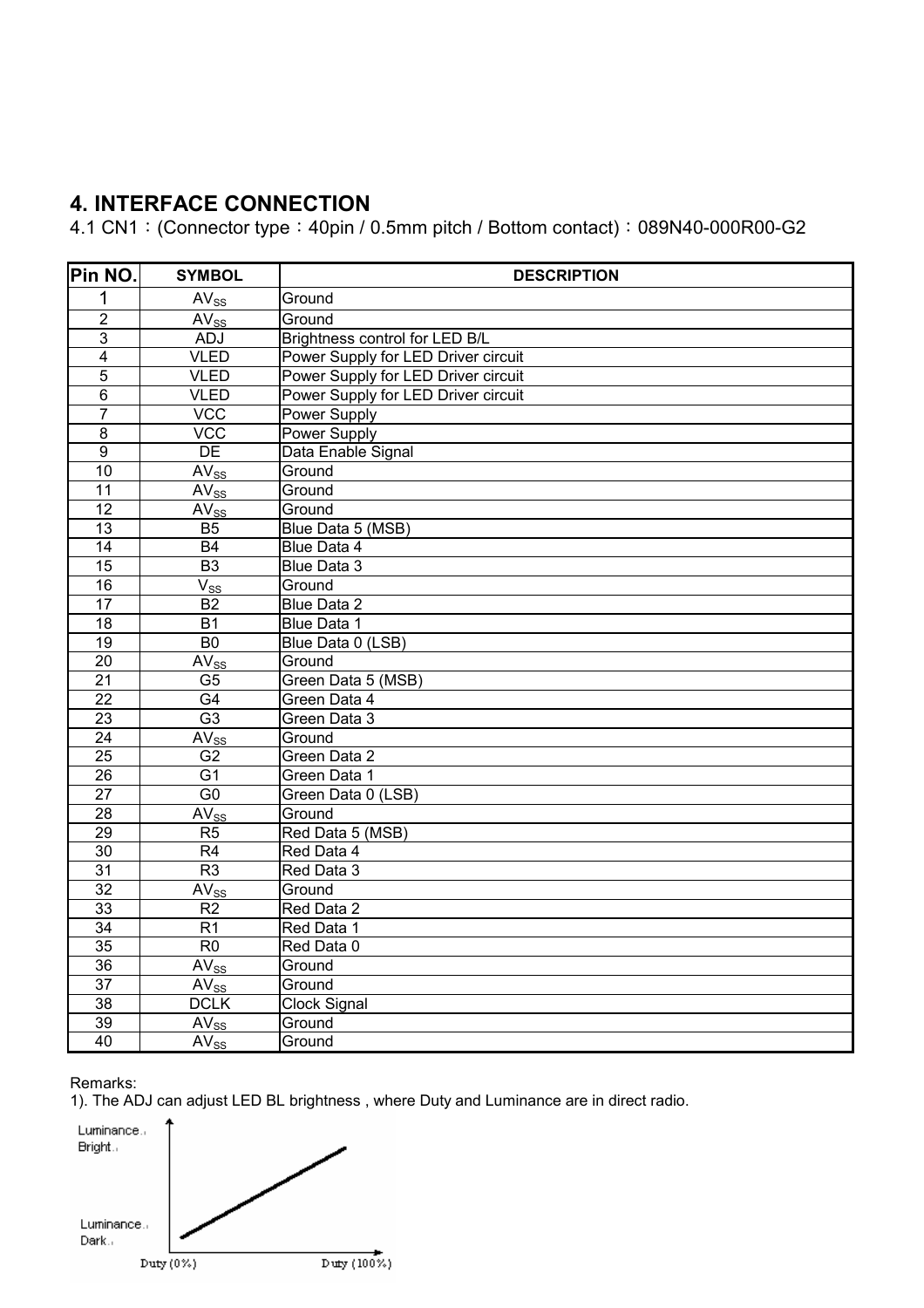## 4. INTERFACE CONNECTION

4.1 CN1：(Connector type：40pin / 0.5mm pitch / Bottom contact)：089N40-000R00-G2

| Pin NO. | SYMBOL | DESCRIPTION |
|---|---|---|
| 1 | $AV_{SS}$ | Ground |
| 2 | $AV_{SS}$ | Ground |
| 3 | ADJ | Brightness control for LED B/L |
| 4 | VLED | Power Supply for LED Driver circuit |
| 5 | VLED | Power Supply for LED Driver circuit |
| 6 | VLED | Power Supply for LED Driver circuit |
| 7 | VCC | Power Supply |
| 8 | VCC | Power Supply |
| 9 | DE | Data Enable Signal |
| 10 | $AV_{SS}$ | Ground |
| 11 | $AV_{SS}$ | Ground |
| 12 | $AV_{SS}$ | Ground |
| 13 | B5 | Blue Data 5 (MSB) |
| 14 | B4 | Blue Data 4 |
| 15 | B3 | Blue Data 3 |
| 16 | $V_{SS}$ | Ground |
| 17 | B2 | Blue Data 2 |
| 18 | B1 | Blue Data 1 |
| 19 | B0 | Blue Data 0 (LSB) |
| 20 | $AV_{SS}$ | Ground |
| 21 | G5 | Green Data 5 (MSB) |
| 22 | G4 | Green Data 4 |
| 23 | G3 | Green Data 3 |
| 24 | $AV_{SS}$ | Ground |
| 25 | G2 | Green Data 2 |
| 26 | G1 | Green Data 1 |
| 27 | G0 | Green Data 0 (LSB) |
| 28 | $AV_{SS}$ | Ground |
| 29 | R5 | Red Data 5 (MSB) |
| 30 | R4 | Red Data 4 |
| 31 | R3 | Red Data 3 |
| 32 | $AV_{SS}$ | Ground |
| 33 | R2 | Red Data 2 |
| 34 | R1 | Red Data 1 |
| 35 | R0 | Red Data 0 |
| 36 | $AV_{SS}$ | Ground |
| 37 | $AV_{SS}$ | Ground |
| 38 | DCLK | Clock Signal |
| 39 | $AV_{SS}$ | Ground |
| 40 | $AV_{SS}$ | Ground |

Remarks:

1). The ADJ can adjust LED BL brightness , where Duty and Luminance are in direct radio.

Luminance Bright

Luminance Dark

Duty (0%) Duty (100%)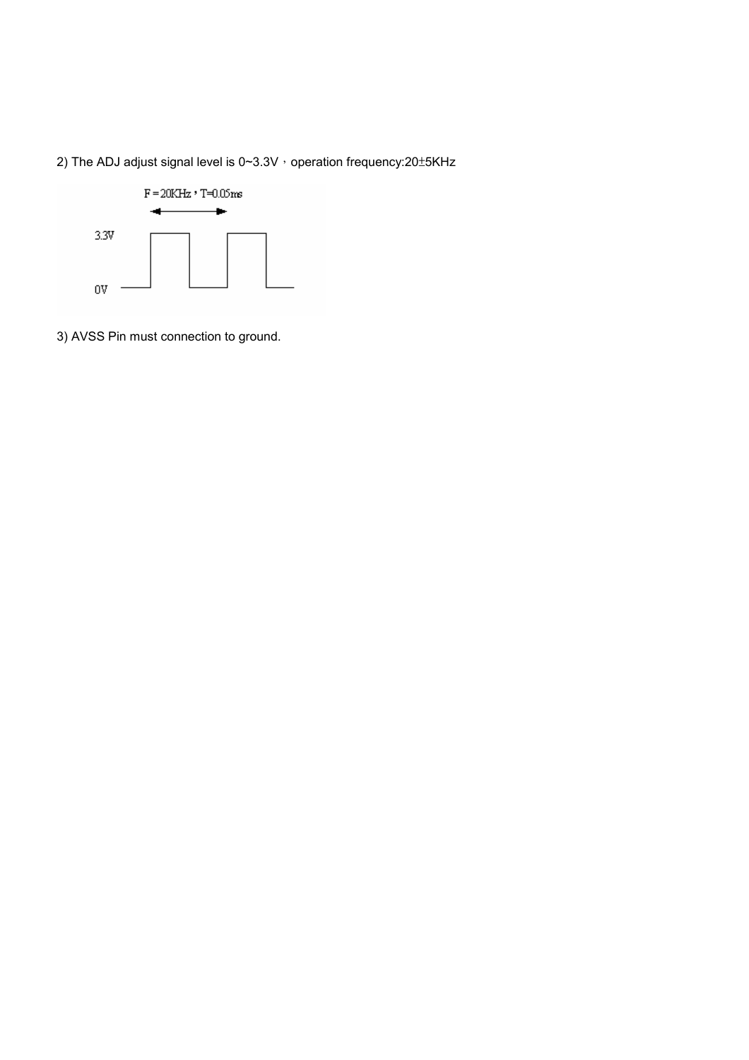2) The ADJ adjust signal level is 0~3.3V，operation frequency:20±5KHz

F = 20KHz，T=0.05ms

3.3V

0V

3) AVSS Pin must connection to ground.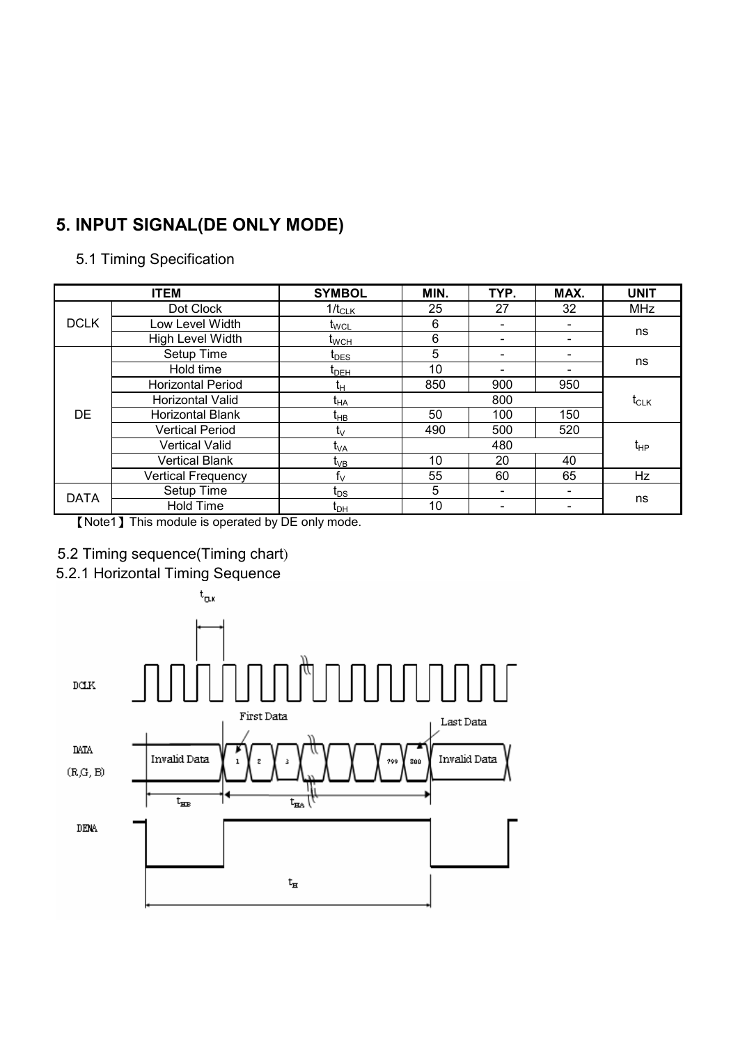# 5. INPUT SIGNAL(DE ONLY MODE)

## 5.1 Timing Specification

| ITEM | | SYMBOL | MIN. | TYP. | MAX. | UNIT |
|---|---|---|---|---|---|---|
| DCLK | Dot Clock | $1/t_{CLK}$ | 25 | 27 | 32 | MHz |
| | Low Level Width | $t_{WCL}$ | 6 | - | - | ns |
| | High Level Width | $t_{WCH}$ | 6 | - | - | |
| DE | Setup Time | $t_{DES}$ | 5 | - | - | ns |
| | Hold time | $t_{DEH}$ | 10 | - | - | |
| | Horizontal Period | $t_H$ | 850 | 900 | 950 | $t_{CLK}$ |
| | Horizontal Valid | $t_{HA}$ | | 800 | | |
| | Horizontal Blank | $t_{HB}$ | 50 | 100 | 150 | |
| | Vertical Period | $t_V$ | 490 | 500 | 520 | $t_{HP}$ |
| | Vertical Valid | $t_{VA}$ | | 480 | | |
| | Vertical Blank | $t_{VB}$ | 10 | 20 | 40 | |
| | Vertical Frequency | $f_V$ | 55 | 60 | 65 | Hz |
| DATA | Setup Time | $t_{DS}$ | 5 | - | - | ns |
| | Hold Time | $t_{DH}$ | 10 | - | - | |

【Note1】This module is operated by DE only mode.

## 5.2 Timing sequence(Timing chart)

### 5.2.1 Horizontal Timing Sequence

$t_{CLK}$

DCLK

First Data

Last Data

DATA (R,G, B)

Invalid Data | 1 | 2 | 3 | 799 | 800 | Invalid Data

$t_{HB}$ $t_{HA}$

DENA

$t_H$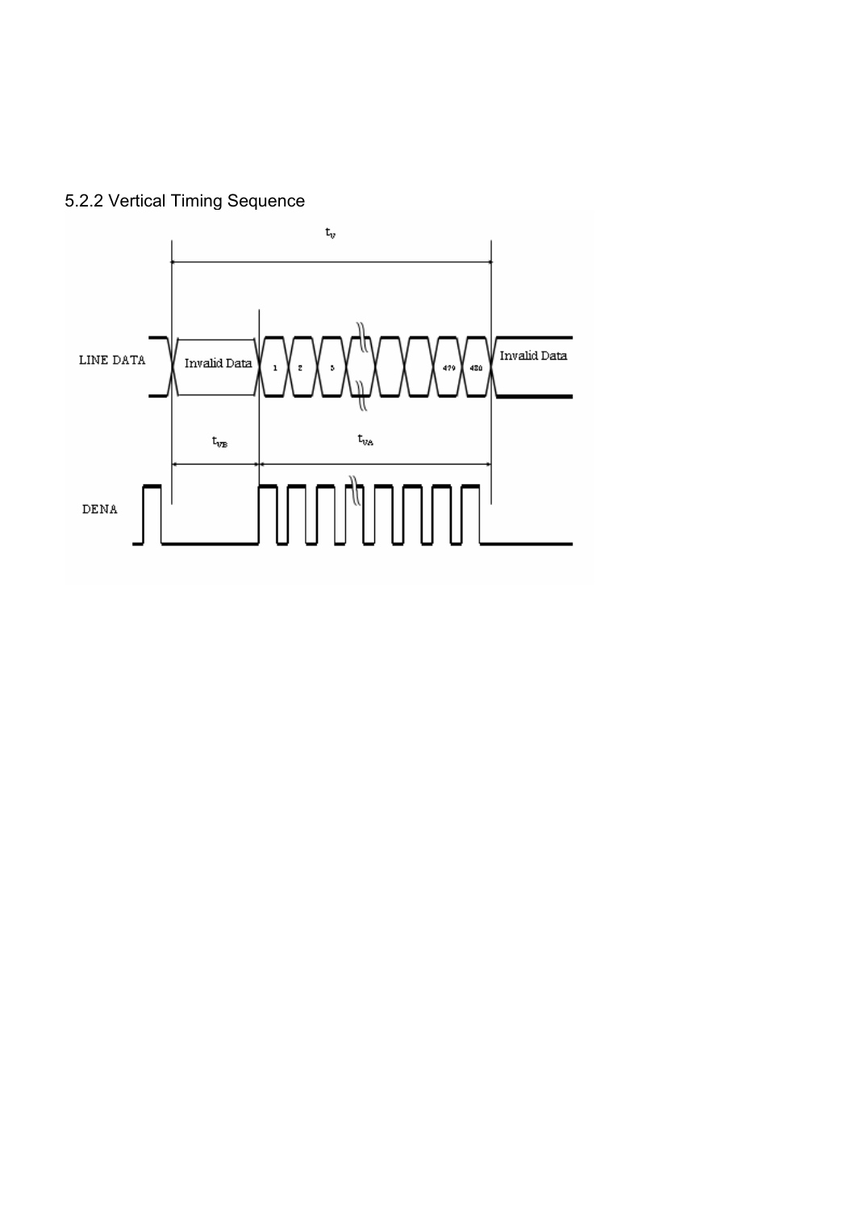### 5.2.2 Vertical Timing Sequence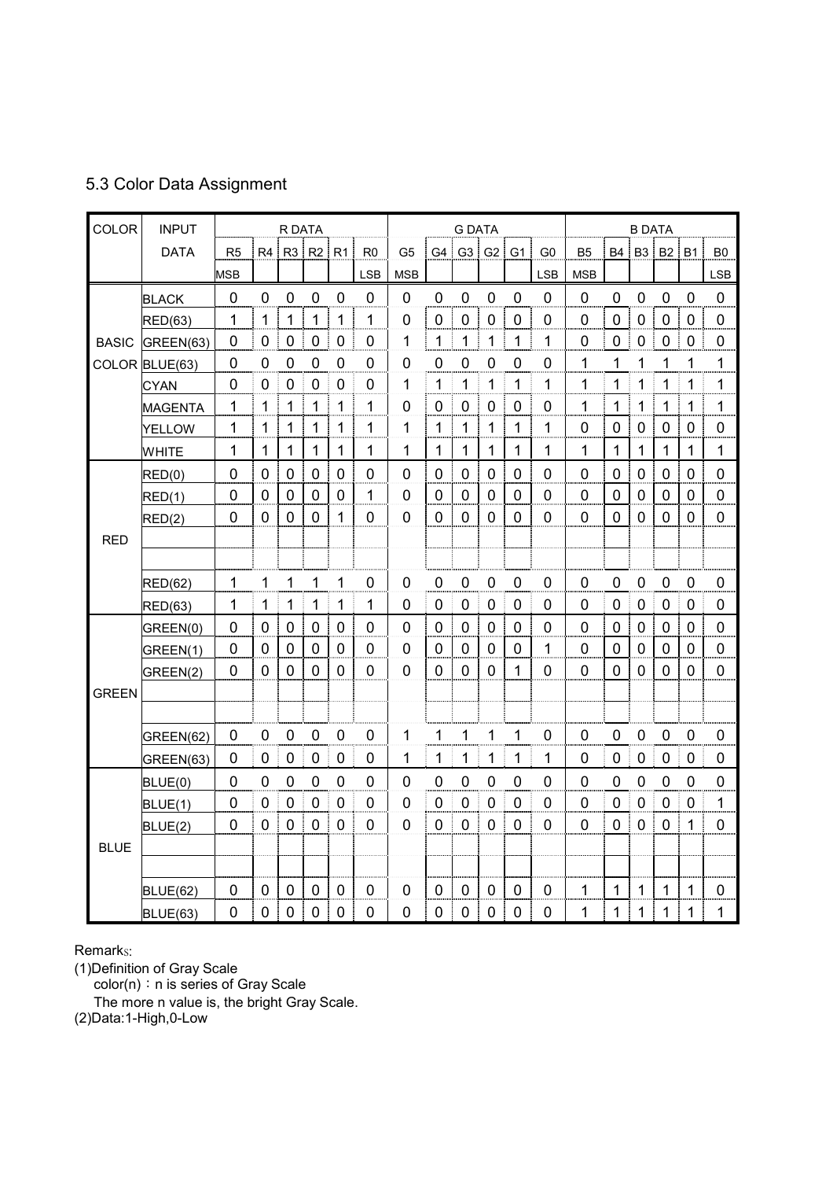## 5.3 Color Data Assignment

| COLOR | INPUT DATA | R DATA | | | | | | G DATA | | | | | | B DATA | | | | | |
|---|---|---|---|---|---|---|---|---|---|---|---|---|---|---|---|---|---|---|---|
| | | R5 MSB | R4 | R3 | R2 | R1 | R0 LSB | G5 MSB | G4 | G3 | G2 | G1 | G0 LSB | B5 MSB | B4 | B3 | B2 | B1 | B0 LSB |
| BASIC COLOR | BLACK | 0 | 0 | 0 | 0 | 0 | 0 | 0 | 0 | 0 | 0 | 0 | 0 | 0 | 0 | 0 | 0 | 0 | 0 |
| | RED(63) | 1 | 1 | 1 | 1 | 1 | 1 | 0 | 0 | 0 | 0 | 0 | 0 | 0 | 0 | 0 | 0 | 0 | 0 |
| | GREEN(63) | 0 | 0 | 0 | 0 | 0 | 0 | 1 | 1 | 1 | 1 | 1 | 1 | 0 | 0 | 0 | 0 | 0 | 0 |
| | BLUE(63) | 0 | 0 | 0 | 0 | 0 | 0 | 0 | 0 | 0 | 0 | 0 | 0 | 1 | 1 | 1 | 1 | 1 | 1 |
| | CYAN | 0 | 0 | 0 | 0 | 0 | 0 | 1 | 1 | 1 | 1 | 1 | 1 | 1 | 1 | 1 | 1 | 1 | 1 |
| | MAGENTA | 1 | 1 | 1 | 1 | 1 | 1 | 0 | 0 | 0 | 0 | 0 | 0 | 1 | 1 | 1 | 1 | 1 | 1 |
| | YELLOW | 1 | 1 | 1 | 1 | 1 | 1 | 1 | 1 | 1 | 1 | 1 | 1 | 0 | 0 | 0 | 0 | 0 | 0 |
| | WHITE | 1 | 1 | 1 | 1 | 1 | 1 | 1 | 1 | 1 | 1 | 1 | 1 | 1 | 1 | 1 | 1 | 1 | 1 |
| RED | RED(0) | 0 | 0 | 0 | 0 | 0 | 0 | 0 | 0 | 0 | 0 | 0 | 0 | 0 | 0 | 0 | 0 | 0 | 0 |
| | RED(1) | 0 | 0 | 0 | 0 | 0 | 1 | 0 | 0 | 0 | 0 | 0 | 0 | 0 | 0 | 0 | 0 | 0 | 0 |
| | RED(2) | 0 | 0 | 0 | 0 | 1 | 0 | 0 | 0 | 0 | 0 | 0 | 0 | 0 | 0 | 0 | 0 | 0 | 0 |
| | | | | | | | | | | | | | | | | | | | |
| | | | | | | | | | | | | | | | | | | | |
| | RED(62) | 1 | 1 | 1 | 1 | 1 | 0 | 0 | 0 | 0 | 0 | 0 | 0 | 0 | 0 | 0 | 0 | 0 | 0 |
| | RED(63) | 1 | 1 | 1 | 1 | 1 | 1 | 0 | 0 | 0 | 0 | 0 | 0 | 0 | 0 | 0 | 0 | 0 | 0 |
| GREEN | GREEN(0) | 0 | 0 | 0 | 0 | 0 | 0 | 0 | 0 | 0 | 0 | 0 | 0 | 0 | 0 | 0 | 0 | 0 | 0 |
| | GREEN(1) | 0 | 0 | 0 | 0 | 0 | 0 | 0 | 0 | 0 | 0 | 0 | 1 | 0 | 0 | 0 | 0 | 0 | 0 |
| | GREEN(2) | 0 | 0 | 0 | 0 | 0 | 0 | 0 | 0 | 0 | 0 | 1 | 0 | 0 | 0 | 0 | 0 | 0 | 0 |
| | | | | | | | | | | | | | | | | | | | |
| | | | | | | | | | | | | | | | | | | | |
| | GREEN(62) | 0 | 0 | 0 | 0 | 0 | 0 | 1 | 1 | 1 | 1 | 1 | 0 | 0 | 0 | 0 | 0 | 0 | 0 |
| | GREEN(63) | 0 | 0 | 0 | 0 | 0 | 0 | 1 | 1 | 1 | 1 | 1 | 1 | 0 | 0 | 0 | 0 | 0 | 0 |
| BLUE | BLUE(0) | 0 | 0 | 0 | 0 | 0 | 0 | 0 | 0 | 0 | 0 | 0 | 0 | 0 | 0 | 0 | 0 | 0 | 0 |
| | BLUE(1) | 0 | 0 | 0 | 0 | 0 | 0 | 0 | 0 | 0 | 0 | 0 | 0 | 0 | 0 | 0 | 0 | 0 | 1 |
| | BLUE(2) | 0 | 0 | 0 | 0 | 0 | 0 | 0 | 0 | 0 | 0 | 0 | 0 | 0 | 0 | 0 | 0 | 1 | 0 |
| | | | | | | | | | | | | | | | | | | | |
| | | | | | | | | | | | | | | | | | | | |
| | BLUE(62) | 0 | 0 | 0 | 0 | 0 | 0 | 0 | 0 | 0 | 0 | 0 | 0 | 1 | 1 | 1 | 1 | 1 | 0 |
| | BLUE(63) | 0 | 0 | 0 | 0 | 0 | 0 | 0 | 0 | 0 | 0 | 0 | 0 | 1 | 1 | 1 | 1 | 1 | 1 |

Remarks:

(1)Definition of Gray Scale

color(n)：n is series of Gray Scale

The more n value is, the bright Gray Scale.

(2)Data:1-High,0-Low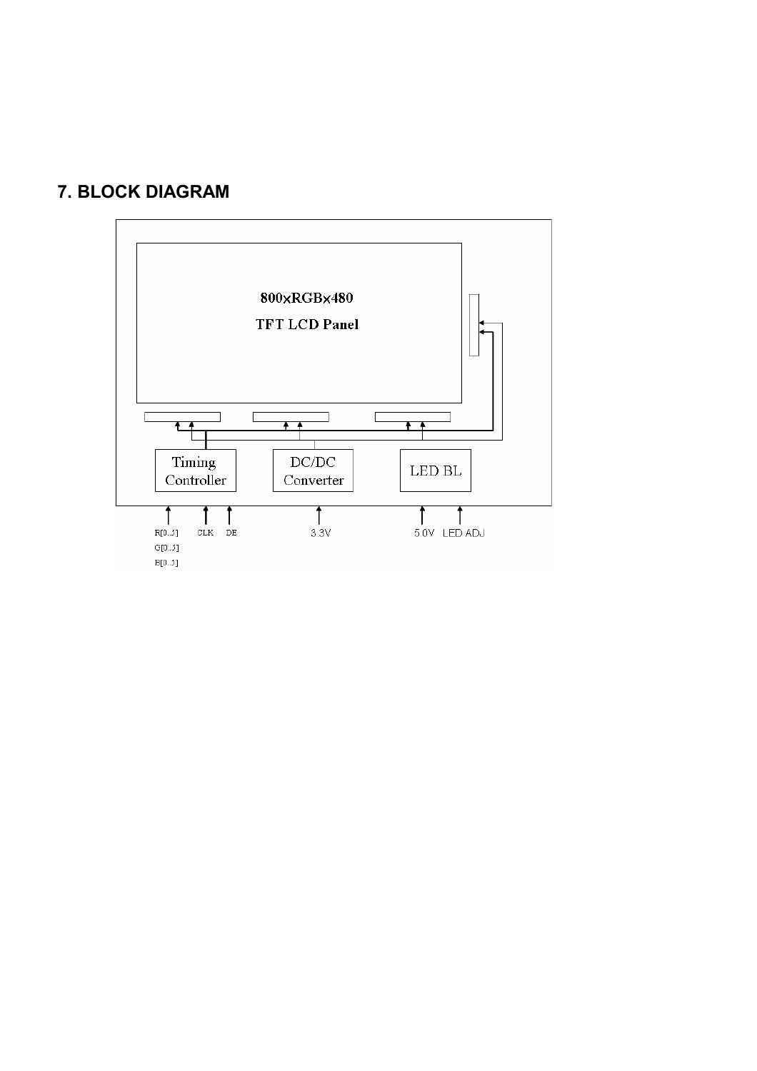## 7. BLOCK DIAGRAM

800xRGBx480

TFT LCD Panel

Timing Controller

DC/DC Converter

LED BL

R[0..5]
G[0..5]
B[0..5]

CLK

DE

3.3V

5.0V

LED ADJ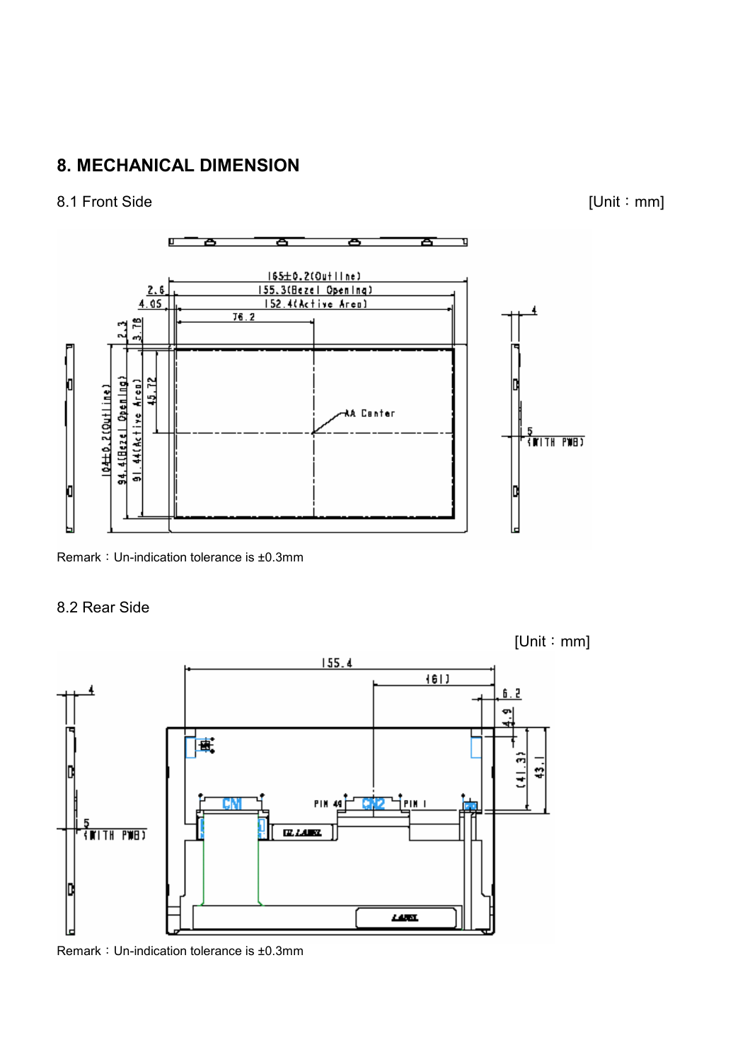# 8. MECHANICAL DIMENSION

## 8.1 Front Side

[Unit : mm]

Remark : Un-indication tolerance is ±0.3mm

## 8.2 Rear Side

[Unit : mm]

Remark : Un-indication tolerance is ±0.3mm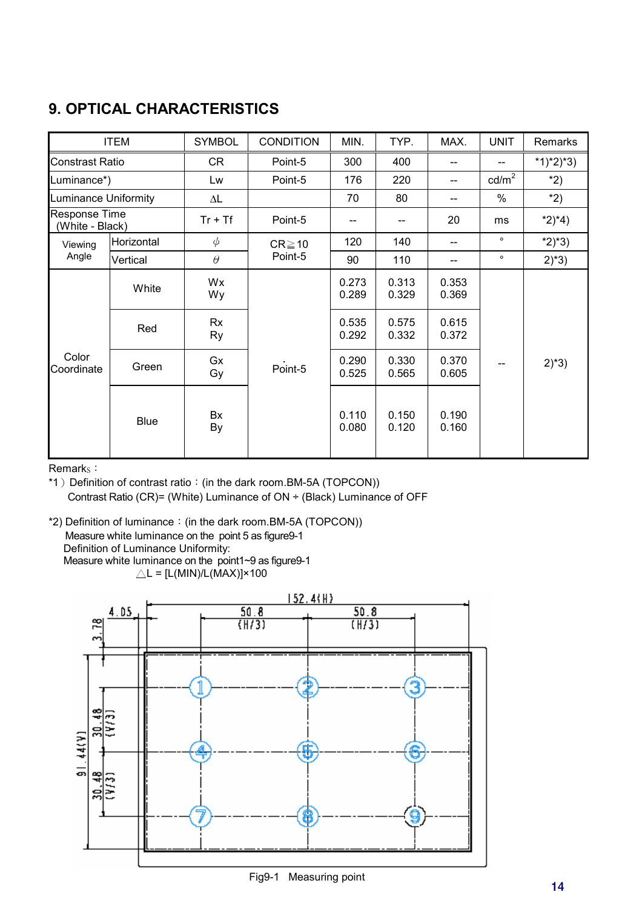## 9. OPTICAL CHARACTERISTICS

| ITEM | | SYMBOL | CONDITION | MIN. | TYP. | MAX. | UNIT | Remarks |
|---|---|---|---|---|---|---|---|---|
| Constrast Ratio | | CR | Point-5 | 300 | 400 | -- | -- | *1)*2)*3) |
| Luminance*) | | Lw | Point-5 | 176 | 220 | -- | $cd/m^2$ | *2) |
| Luminance Uniformity | | $\Delta$L | | 70 | 80 | -- | % | *2) |
| Response Time (White - Black) | | Tr + Tf | Point-5 | -- | -- | 20 | ms | *2)*4) |
| Viewing Angle | Horizontal | $\phi$ | CR≧10 Point-5 | 120 | 140 | -- | ° | *2)*3) |
| | Vertical | $\theta$ | | 90 | 110 | -- | ° | 2)*3) |
| Color Coordinate | White | Wx<br>Wy | Point-5 | 0.273<br>0.289 | 0.313<br>0.329 | 0.353<br>0.369 | -- | 2)*3) |
| | Red | Rx<br>Ry | | 0.535<br>0.292 | 0.575<br>0.332 | 0.615<br>0.372 | | |
| | Green | Gx<br>Gy | | 0.290<br>0.525 | 0.330<br>0.565 | 0.370<br>0.605 | | |
| | Blue | Bx<br>By | | 0.110<br>0.080 | 0.150<br>0.120 | 0.190<br>0.160 | | |

Remarks：

*1）Definition of contrast ratio：(in the dark room.BM-5A (TOPCON))

Contrast Ratio (CR)= (White) Luminance of ON ÷ (Black) Luminance of OFF

*2) Definition of luminance：(in the dark room.BM-5A (TOPCON))

Measure white luminance on the point 5 as figure9-1

Definition of Luminance Uniformity:

Measure white luminance on the point1~9 as figure9-1

$\triangle L = [L(MIN)/L(MAX)] \times 100$

152.4(H)

4.05 | 50.8 (H/3) | 50.8 (H/3)

3.78 | 91.44(V) | 30.48 (V/3) | 30.48 (V/3)

Points: ① ② ③ / ④ ⑤ ⑥ / ⑦ ⑧ ⑨

Fig9-1 Measuring point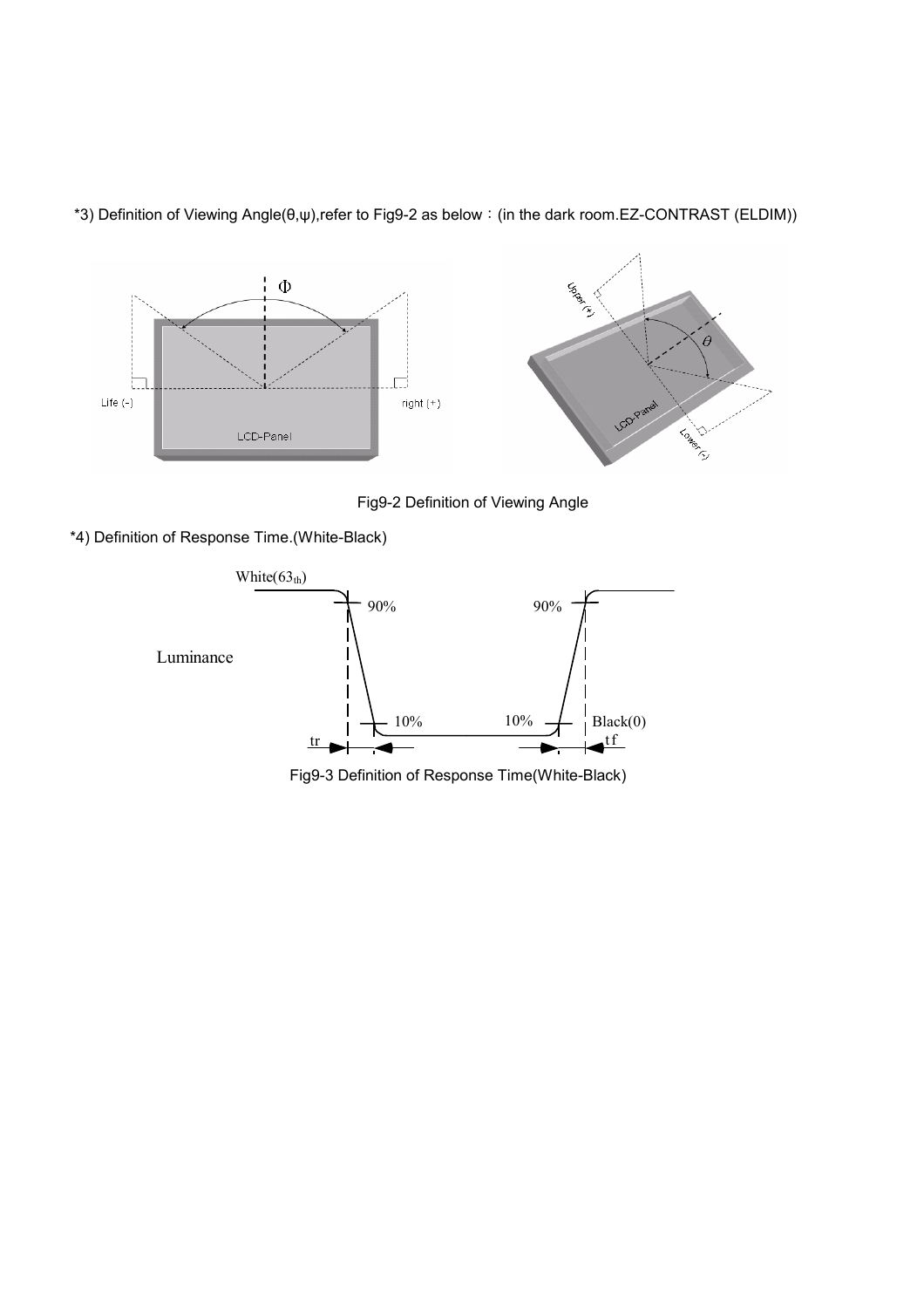*3) Definition of Viewing Angle(θ,ψ),refer to Fig9-2 as below：(in the dark room.EZ-CONTRAST (ELDIM))

Fig9-2 Definition of Viewing Angle

*4) Definition of Response Time.(White-Black)

Fig9-3 Definition of Response Time(White-Black)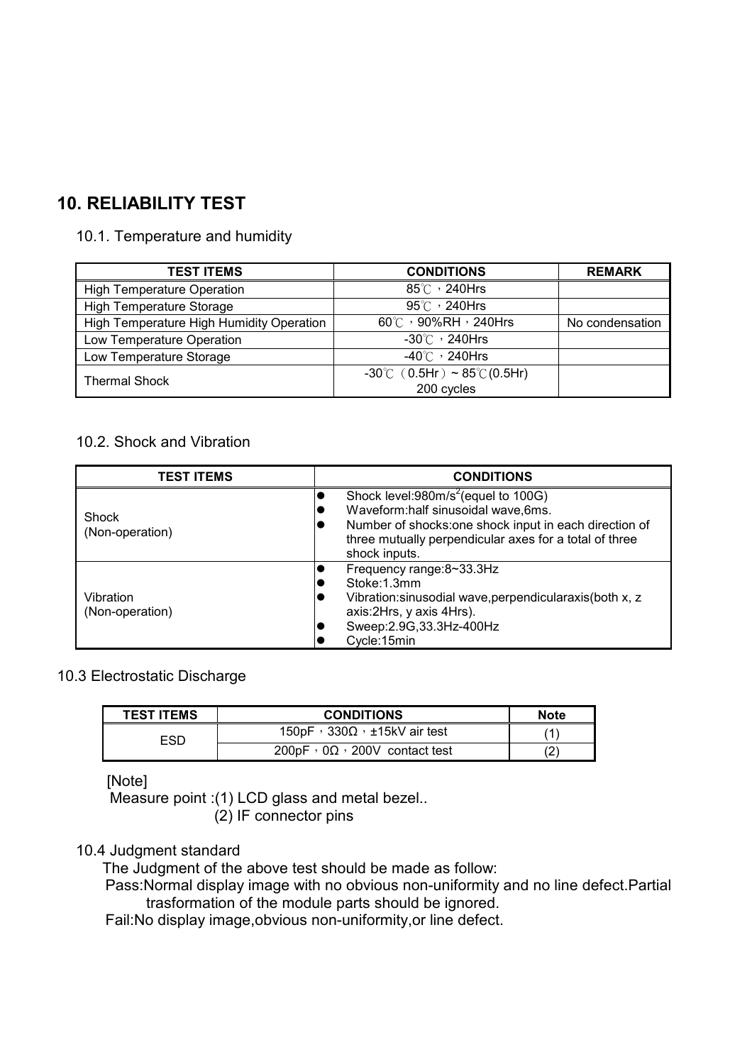# 10. RELIABILITY TEST

## 10.1. Temperature and humidity

| TEST ITEMS | CONDITIONS | REMARK |
|---|---|---|
| High Temperature Operation | 85℃，240Hrs | |
| High Temperature Storage | 95℃，240Hrs | |
| High Temperature High Humidity Operation | 60℃，90%RH，240Hrs | No condensation |
| Low Temperature Operation | -30℃，240Hrs | |
| Low Temperature Storage | -40℃，240Hrs | |
| Thermal Shock | -30℃（0.5Hr）~ 85℃(0.5Hr)<br>200 cycles | |

## 10.2. Shock and Vibration

| TEST ITEMS | CONDITIONS |
|---|---|
| Shock<br>(Non-operation) | ● Shock level:980m/s$^2$(equel to 100G)<br>● Waveform:half sinusoidal wave,6ms.<br>● Number of shocks:one shock input in each direction of three mutually perpendicular axes for a total of three shock inputs. |
| Vibration<br>(Non-operation) | ● Frequency range:8~33.3Hz<br>● Stoke:1.3mm<br>● Vibration:sinusodial wave,perpendicularaxis(both x, z axis:2Hrs, y axis 4Hrs).<br>● Sweep:2.9G,33.3Hz-400Hz<br>● Cycle:15min |

## 10.3 Electrostatic Discharge

| TEST ITEMS | CONDITIONS | Note |
|---|---|---|
| ESD | 150pF，330Ω，±15kV air test | (1) |
| | 200pF，0Ω，200V contact test | (2) |

[Note]

Measure point :(1) LCD glass and metal bezel..

(2) IF connector pins

## 10.4 Judgment standard

The Judgment of the above test should be made as follow:

Pass:Normal display image with no obvious non-uniformity and no line defect.Partial trasformation of the module parts should be ignored.

Fail:No display image,obvious non-uniformity,or line defect.